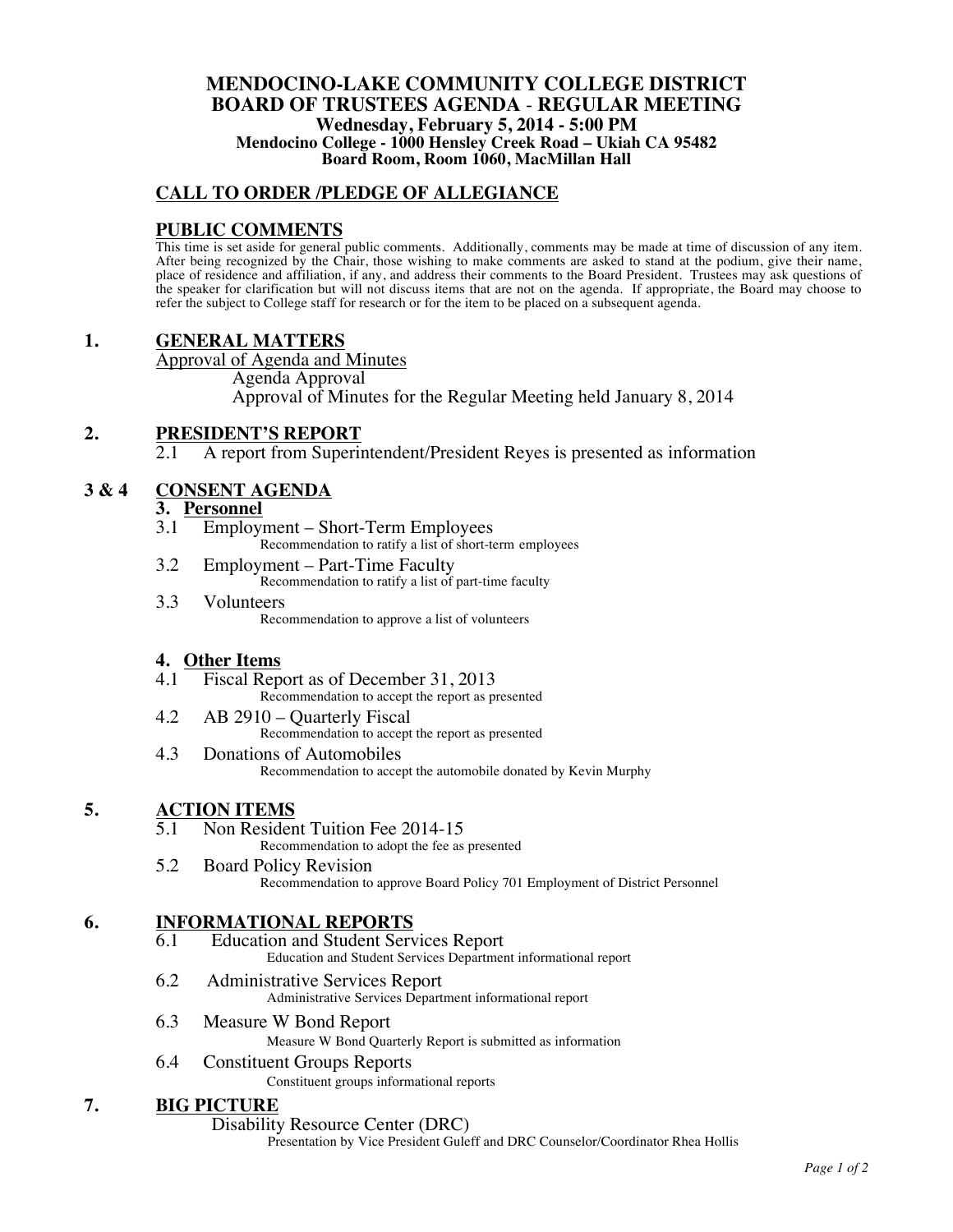# MENDOCINO-LAKE COMMUNITY COLLEGE DISTRICT
# BOARD OF TRUSTEES AGENDA - REGULAR MEETING

**Wednesday, February 5, 2014 - 5:00 PM**
**Mendocino College - 1000 Hensley Creek Road – Ukiah CA 95482**
**Board Room, Room 1060, MacMillan Hall**

## CALL TO ORDER /PLEDGE OF ALLEGIANCE

## PUBLIC COMMENTS

This time is set aside for general public comments. Additionally, comments may be made at time of discussion of any item. After being recognized by the Chair, those wishing to make comments are asked to stand at the podium, give their name, place of residence and affiliation, if any, and address their comments to the Board President. Trustees may ask questions of the speaker for clarification but will not discuss items that are not on the agenda. If appropriate, the Board may choose to refer the subject to College staff for research or for the item to be placed on a subsequent agenda.

## 1. GENERAL MATTERS

Approval of Agenda and Minutes

- Agenda Approval
- Approval of Minutes for the Regular Meeting held January 8, 2014

## 2. PRESIDENT'S REPORT

2.1 A report from Superintendent/President Reyes is presented as information

## 3 & 4 CONSENT AGENDA

### 3. Personnel

3.1 Employment – Short-Term Employees
Recommendation to ratify a list of short-term employees

3.2 Employment – Part-Time Faculty
Recommendation to ratify a list of part-time faculty

3.3 Volunteers
Recommendation to approve a list of volunteers

### 4. Other Items

4.1 Fiscal Report as of December 31, 2013
Recommendation to accept the report as presented

4.2 AB 2910 – Quarterly Fiscal
Recommendation to accept the report as presented

4.3 Donations of Automobiles
Recommendation to accept the automobile donated by Kevin Murphy

## 5. ACTION ITEMS

5.1 Non Resident Tuition Fee 2014-15
Recommendation to adopt the fee as presented

5.2 Board Policy Revision
Recommendation to approve Board Policy 701 Employment of District Personnel

## 6. INFORMATIONAL REPORTS

6.1 Education and Student Services Report
Education and Student Services Department informational report

6.2 Administrative Services Report
Administrative Services Department informational report

6.3 Measure W Bond Report
Measure W Bond Quarterly Report is submitted as information

6.4 Constituent Groups Reports
Constituent groups informational reports

## 7. BIG PICTURE

Disability Resource Center (DRC)
Presentation by Vice President Guleff and DRC Counselor/Coordinator Rhea Hollis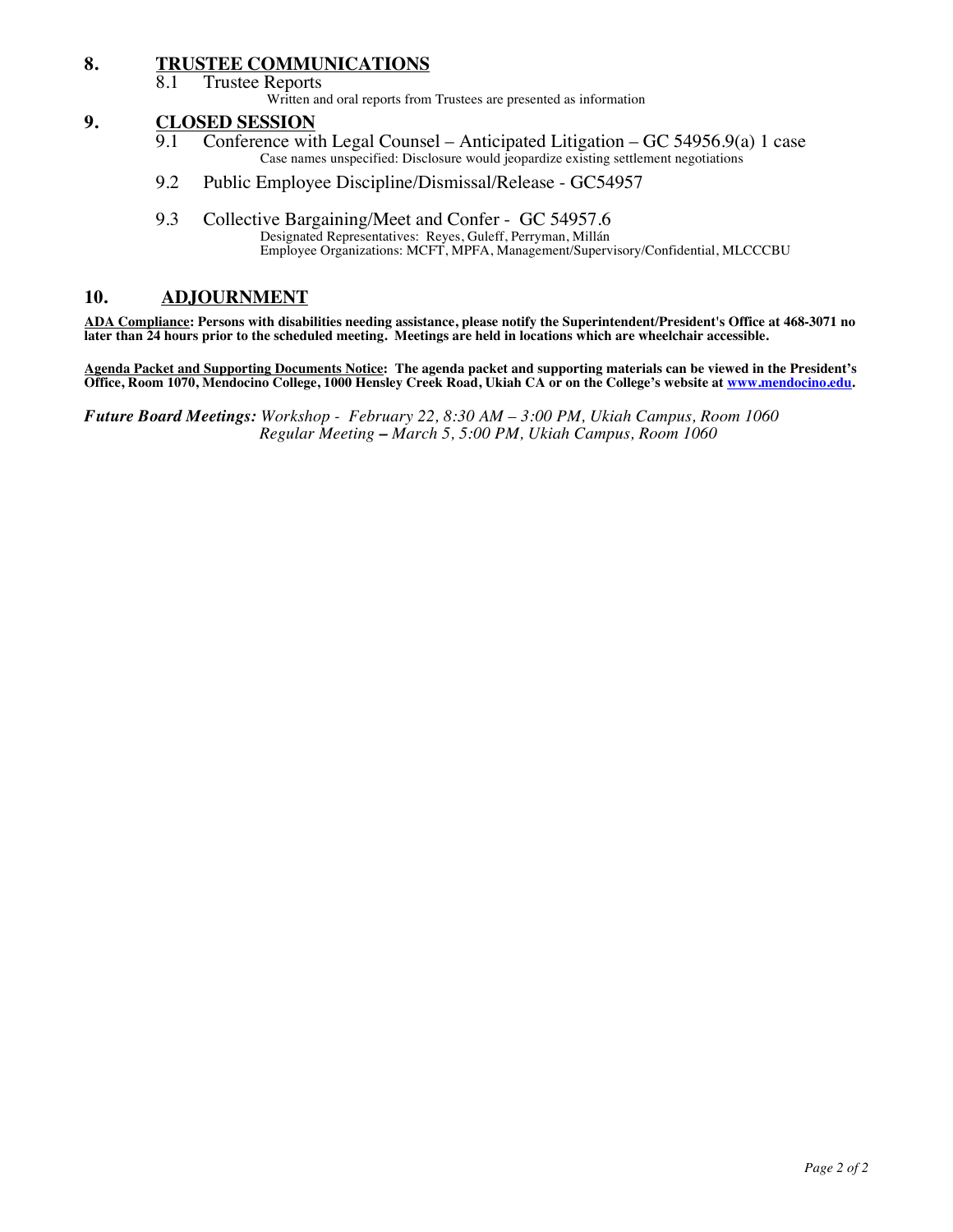## 8. TRUSTEE COMMUNICATIONS

8.1 Trustee Reports

Written and oral reports from Trustees are presented as information

## 9. CLOSED SESSION

9.1 Conference with Legal Counsel – Anticipated Litigation – GC 54956.9(a) 1 case

Case names unspecified: Disclosure would jeopardize existing settlement negotiations

9.2 Public Employee Discipline/Dismissal/Release - GC54957

9.3 Collective Bargaining/Meet and Confer - GC 54957.6

Designated Representatives: Reyes, Guleff, Perryman, Millán
Employee Organizations: MCFT, MPFA, Management/Supervisory/Confidential, MLCCCBU

## 10. ADJOURNMENT

**ADA Compliance: Persons with disabilities needing assistance, please notify the Superintendent/President's Office at 468-3071 no later than 24 hours prior to the scheduled meeting. Meetings are held in locations which are wheelchair accessible.**

**Agenda Packet and Supporting Documents Notice: The agenda packet and supporting materials can be viewed in the President's Office, Room 1070, Mendocino College, 1000 Hensley Creek Road, Ukiah CA or on the College's website at www.mendocino.edu.**

***Future Board Meetings:*** *Workshop - February 22, 8:30 AM – 3:00 PM, Ukiah Campus, Room 1060*
*Regular Meeting – March 5, 5:00 PM, Ukiah Campus, Room 1060*